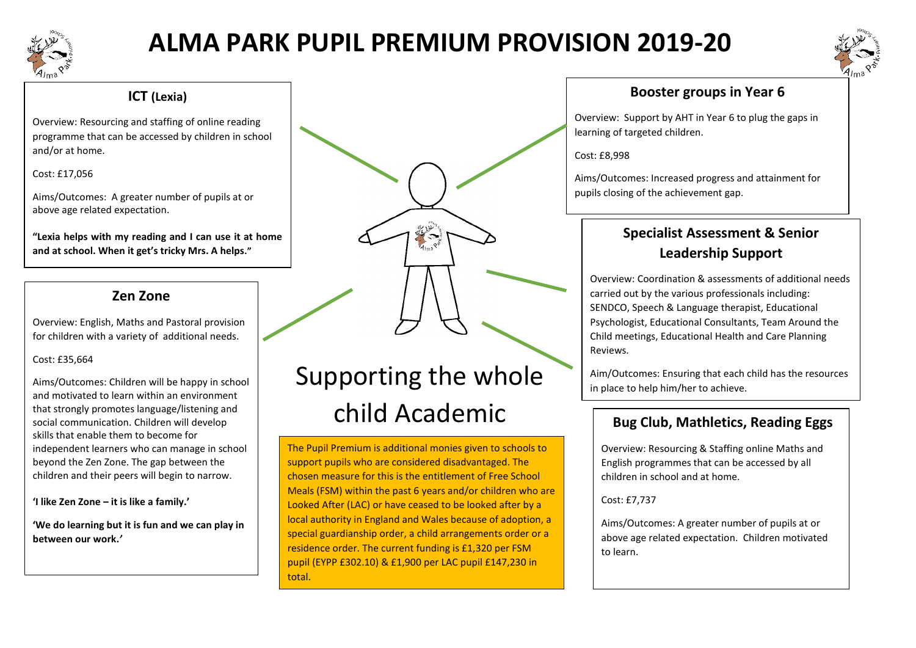# ALMA PARK PUPIL PREMIUM PROVISION 2019-20

## ICT (Lexia)

Overview: Resourcing and staffing of online reading programme that can be accessed by children in school and/or at home.

Cost: £17,056

Aims/Outcomes: A greater number of pupils at or above age related expectation.

**"Lexia helps with my reading and I can use it at home and at school. When it get's tricky Mrs. A helps."**

## Zen Zone

Overview: English, Maths and Pastoral provision for children with a variety of additional needs.

Cost: £35,664

Aims/Outcomes: Children will be happy in school and motivated to learn within an environment that strongly promotes language/listening and social communication. Children will develop skills that enable them to become for independent learners who can manage in school beyond the Zen Zone. The gap between the children and their peers will begin to narrow.

**'I like Zen Zone – it is like a family.'**

**'We do learning but it is fun and we can play in between our work.'**

# Supporting the whole child Academic

The Pupil Premium is additional monies given to schools to support pupils who are considered disadvantaged. The chosen measure for this is the entitlement of Free School Meals (FSM) within the past 6 years and/or children who are Looked After (LAC) or have ceased to be looked after by a local authority in England and Wales because of adoption, a special guardianship order, a child arrangements order or a residence order. The current funding is £1,320 per FSM pupil (EYPP £302.10) & £1,900 per LAC pupil £147,230 in total.

## Booster groups in Year 6

Overview: Support by AHT in Year 6 to plug the gaps in learning of targeted children.

Cost: £8,998

Aims/Outcomes: Increased progress and attainment for pupils closing of the achievement gap.

## Specialist Assessment & Senior Leadership Support

Overview: Coordination & assessments of additional needs carried out by the various professionals including: SENDCO, Speech & Language therapist, Educational Psychologist, Educational Consultants, Team Around the Child meetings, Educational Health and Care Planning Reviews.

Aim/Outcomes: Ensuring that each child has the resources in place to help him/her to achieve.

## Bug Club, Mathletics, Reading Eggs

Overview: Resourcing & Staffing online Maths and English programmes that can be accessed by all children in school and at home.

Cost: £7,737

Aims/Outcomes: A greater number of pupils at or above age related expectation. Children motivated to learn.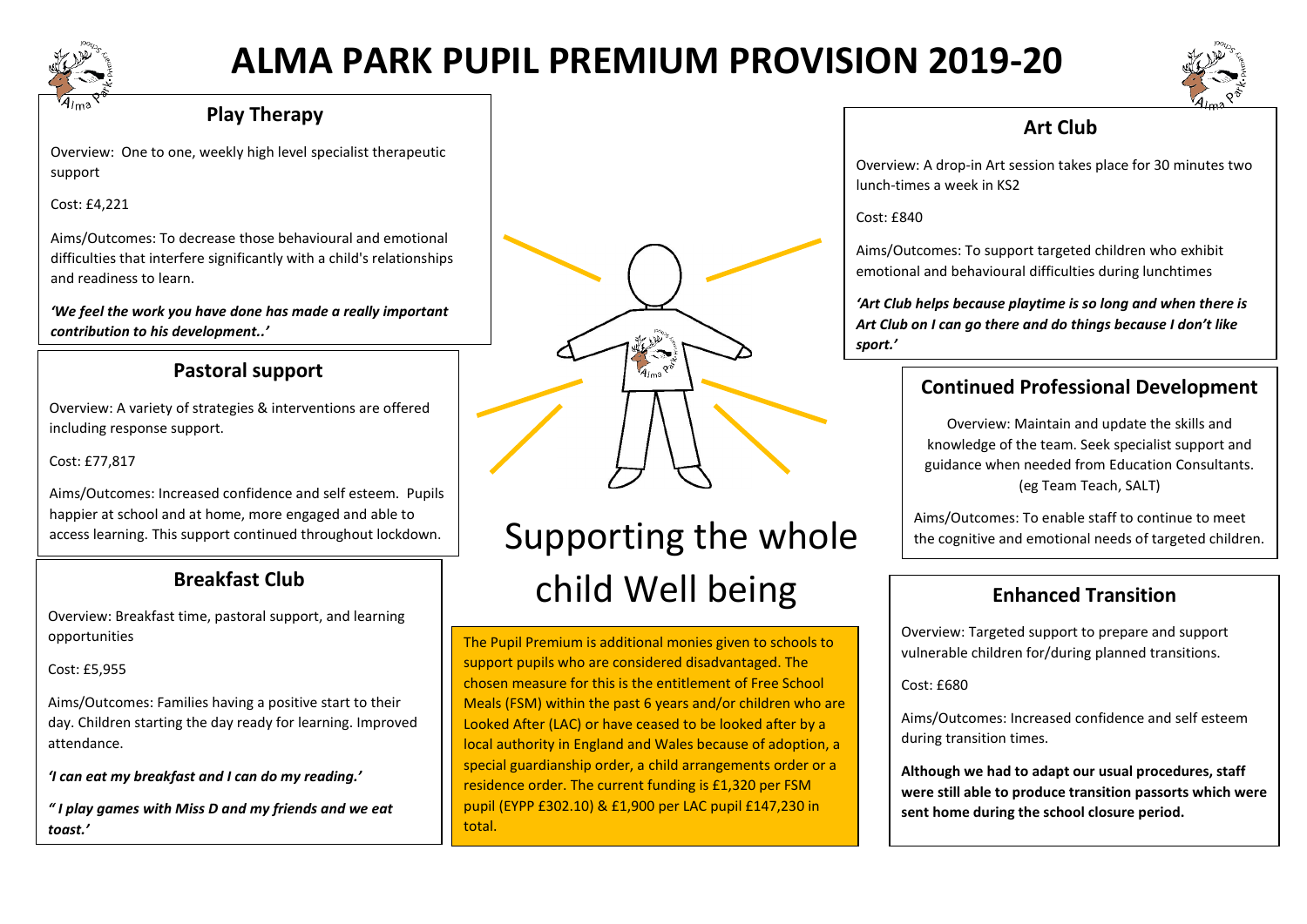# ALMA PARK PUPIL PREMIUM PROVISION 2019-20

## Play Therapy

Overview: One to one, weekly high level specialist therapeutic support

Cost: £4,221

Aims/Outcomes: To decrease those behavioural and emotional difficulties that interfere significantly with a child's relationships and readiness to learn.

***'We feel the work you have done has made a really important contribution to his development..'***

## Pastoral support

Overview: A variety of strategies & interventions are offered including response support.

Cost: £77,817

Aims/Outcomes: Increased confidence and self esteem. Pupils happier at school and at home, more engaged and able to access learning. This support continued throughout lockdown.

## Breakfast Club

Overview: Breakfast time, pastoral support, and learning opportunities

Cost: £5,955

Aims/Outcomes: Families having a positive start to their day. Children starting the day ready for learning. Improved attendance.

***'I can eat my breakfast and I can do my reading.'***

***" I play games with Miss D and my friends and we eat toast.'***

## Supporting the whole child Well being

The Pupil Premium is additional monies given to schools to support pupils who are considered disadvantaged. The chosen measure for this is the entitlement of Free School Meals (FSM) within the past 6 years and/or children who are Looked After (LAC) or have ceased to be looked after by a local authority in England and Wales because of adoption, a special guardianship order, a child arrangements order or a residence order. The current funding is £1,320 per FSM pupil (EYPP £302.10) & £1,900 per LAC pupil £147,230 in total.

## Art Club

Overview: A drop-in Art session takes place for 30 minutes two lunch-times a week in KS2

Cost: £840

Aims/Outcomes: To support targeted children who exhibit emotional and behavioural difficulties during lunchtimes

***'Art Club helps because playtime is so long and when there is Art Club on I can go there and do things because I don't like sport.'***

## Continued Professional Development

Overview: Maintain and update the skills and knowledge of the team. Seek specialist support and guidance when needed from Education Consultants. (eg Team Teach, SALT)

Aims/Outcomes: To enable staff to continue to meet the cognitive and emotional needs of targeted children.

## Enhanced Transition

Overview: Targeted support to prepare and support vulnerable children for/during planned transitions.

Cost: £680

Aims/Outcomes: Increased confidence and self esteem during transition times.

**Although we had to adapt our usual procedures, staff were still able to produce transition passorts which were sent home during the school closure period.**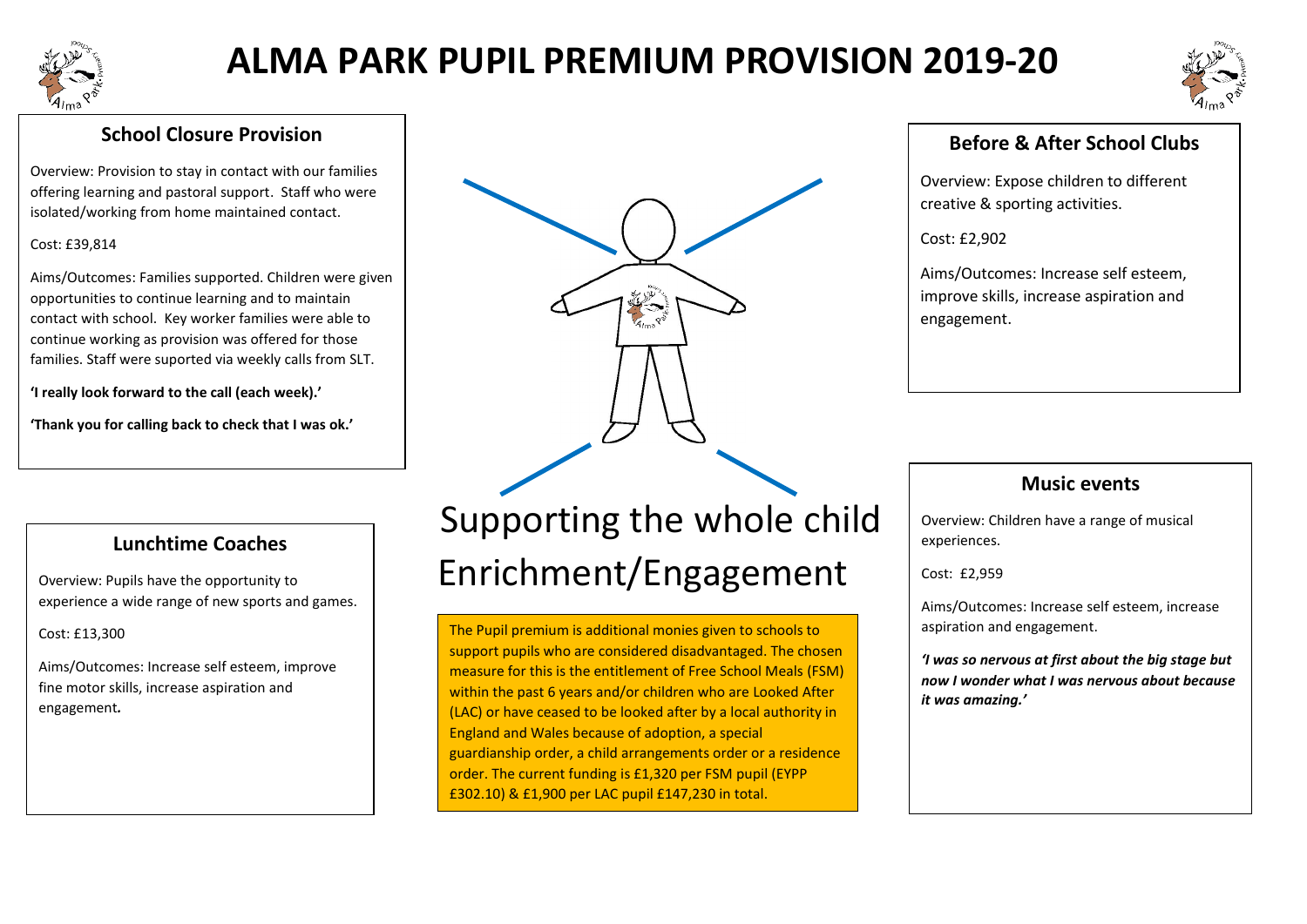# ALMA PARK PUPIL PREMIUM PROVISION 2019-20

## School Closure Provision

Overview: Provision to stay in contact with our families offering learning and pastoral support. Staff who were isolated/working from home maintained contact.

Cost: £39,814

Aims/Outcomes: Families supported. Children were given opportunities to continue learning and to maintain contact with school. Key worker families were able to continue working as provision was offered for those families. Staff were suported via weekly calls from SLT.

**'I really look forward to the call (each week).'**

**'Thank you for calling back to check that I was ok.'**

## Lunchtime Coaches

Overview: Pupils have the opportunity to experience a wide range of new sports and games.

Cost: £13,300

Aims/Outcomes: Increase self esteem, improve fine motor skills, increase aspiration and engagement.

# Supporting the whole child Enrichment/Engagement

The Pupil premium is additional monies given to schools to support pupils who are considered disadvantaged. The chosen measure for this is the entitlement of Free School Meals (FSM) within the past 6 years and/or children who are Looked After (LAC) or have ceased to be looked after by a local authority in England and Wales because of adoption, a special guardianship order, a child arrangements order or a residence order. The current funding is £1,320 per FSM pupil (EYPP £302.10) & £1,900 per LAC pupil £147,230 in total.

## Before & After School Clubs

Overview: Expose children to different creative & sporting activities.

Cost: £2,902

Aims/Outcomes: Increase self esteem, improve skills, increase aspiration and engagement.

## Music events

Overview: Children have a range of musical experiences.

Cost: £2,959

Aims/Outcomes: Increase self esteem, increase aspiration and engagement.

***'I was so nervous at first about the big stage but now I wonder what I was nervous about because it was amazing.'***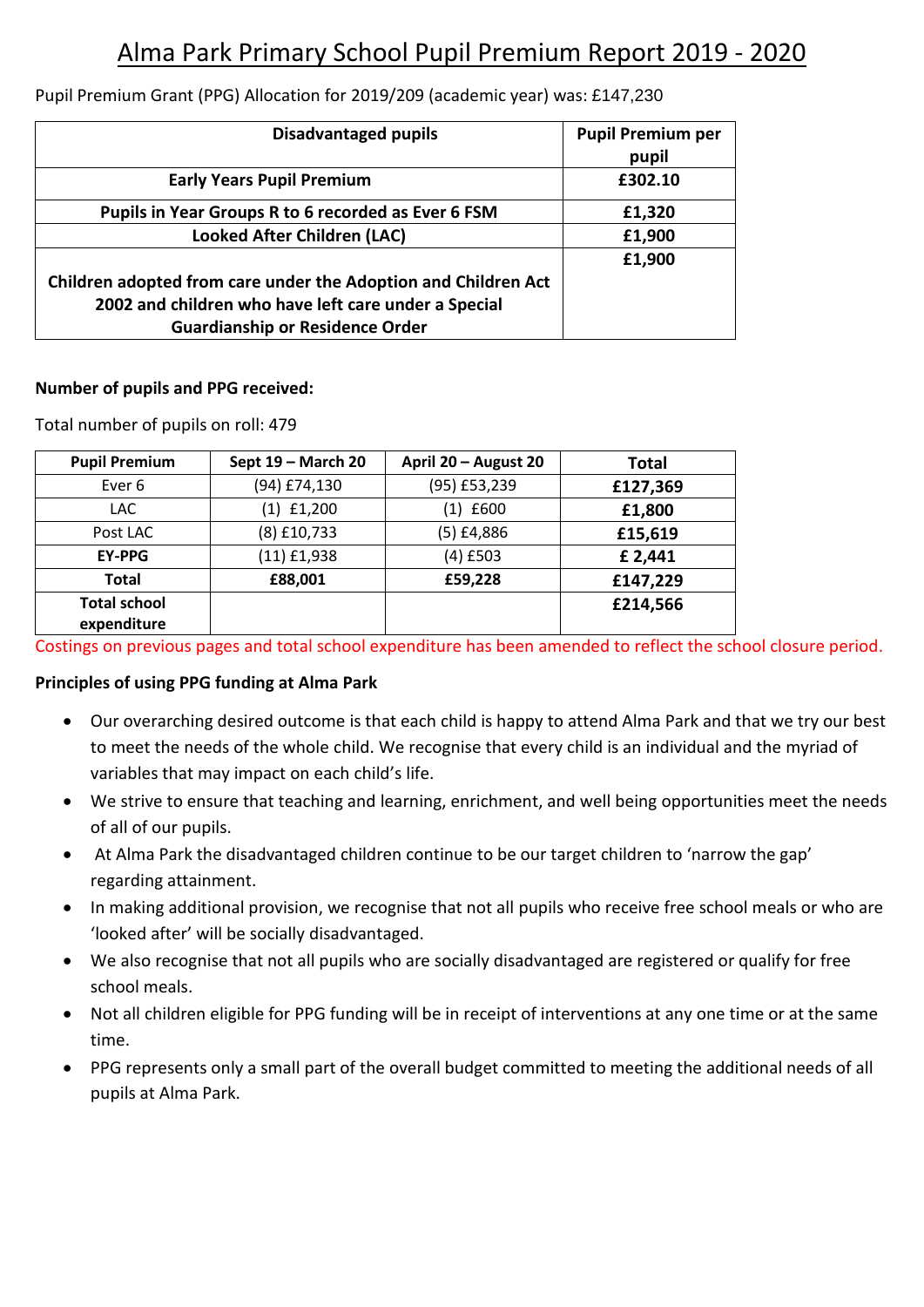# Alma Park Primary School Pupil Premium Report 2019 - 2020

Pupil Premium Grant (PPG) Allocation for 2019/209 (academic year) was: £147,230

| Disadvantaged pupils | Pupil Premium per pupil |
|---|---|
| **Early Years Pupil Premium** | **£302.10** |
| **Pupils in Year Groups R to 6 recorded as Ever 6 FSM** | **£1,320** |
| **Looked After Children (LAC)** | **£1,900** |
| **Children adopted from care under the Adoption and Children Act 2002 and children who have left care under a Special Guardianship or Residence Order** | **£1,900** |

**Number of pupils and PPG received:**

Total number of pupils on roll: 479

| Pupil Premium | Sept 19 – March 20 | April 20 – August 20 | Total |
|---|---|---|---|
| Ever 6 | (94) £74,130 | (95) £53,239 | **£127,369** |
| LAC | (1) £1,200 | (1) £600 | **£1,800** |
| Post LAC | (8) £10,733 | (5) £4,886 | **£15,619** |
| **EY-PPG** | (11) £1,938 | (4) £503 | **£ 2,441** |
| **Total** | **£88,001** | **£59,228** | **£147,229** |
| **Total school expenditure** | | | **£214,566** |

Costings on previous pages and total school expenditure has been amended to reflect the school closure period.

**Principles of using PPG funding at Alma Park**

- Our overarching desired outcome is that each child is happy to attend Alma Park and that we try our best to meet the needs of the whole child. We recognise that every child is an individual and the myriad of variables that may impact on each child's life.
- We strive to ensure that teaching and learning, enrichment, and well being opportunities meet the needs of all of our pupils.
- At Alma Park the disadvantaged children continue to be our target children to 'narrow the gap' regarding attainment.
- In making additional provision, we recognise that not all pupils who receive free school meals or who are 'looked after' will be socially disadvantaged.
- We also recognise that not all pupils who are socially disadvantaged are registered or qualify for free school meals.
- Not all children eligible for PPG funding will be in receipt of interventions at any one time or at the same time.
- PPG represents only a small part of the overall budget committed to meeting the additional needs of all pupils at Alma Park.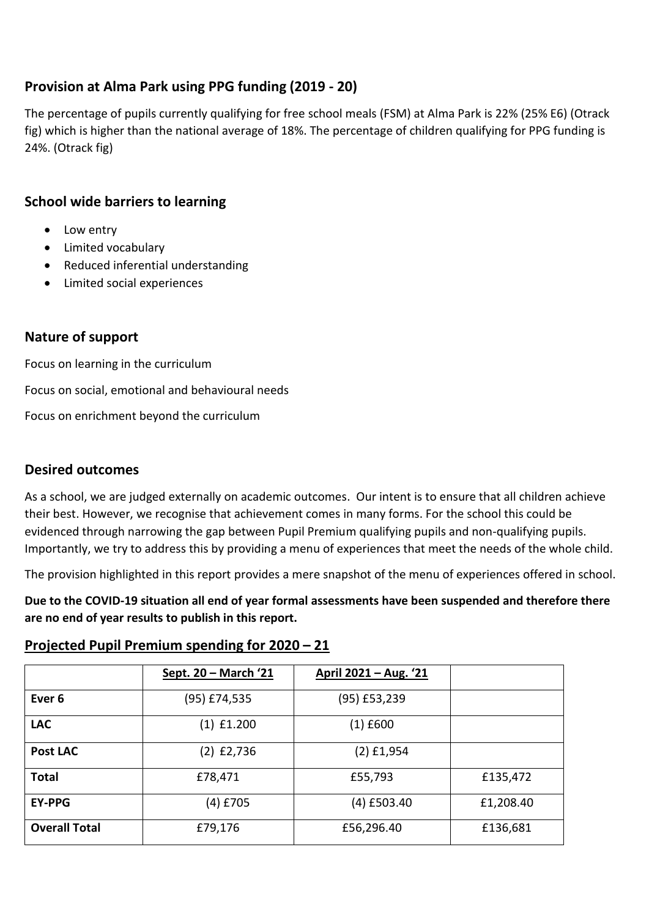## Provision at Alma Park using PPG funding (2019 - 20)

The percentage of pupils currently qualifying for free school meals (FSM) at Alma Park is 22% (25% E6) (Otrack fig) which is higher than the national average of 18%. The percentage of children qualifying for PPG funding is 24%. (Otrack fig)

## School wide barriers to learning

- Low entry
- Limited vocabulary
- Reduced inferential understanding
- Limited social experiences

## Nature of support

Focus on learning in the curriculum

Focus on social, emotional and behavioural needs

Focus on enrichment beyond the curriculum

## Desired outcomes

As a school, we are judged externally on academic outcomes. Our intent is to ensure that all children achieve their best. However, we recognise that achievement comes in many forms. For the school this could be evidenced through narrowing the gap between Pupil Premium qualifying pupils and non-qualifying pupils. Importantly, we try to address this by providing a menu of experiences that meet the needs of the whole child.

The provision highlighted in this report provides a mere snapshot of the menu of experiences offered in school.

**Due to the COVID-19 situation all end of year formal assessments have been suspended and therefore there are no end of year results to publish in this report.**

## Projected Pupil Premium spending for 2020 – 21

| | Sept. 20 – March '21 | April 2021 – Aug. '21 | |
|---|---|---|---|
| **Ever 6** | (95) £74,535 | (95) £53,239 | |
| **LAC** | (1) £1.200 | (1) £600 | |
| **Post LAC** | (2) £2,736 | (2) £1,954 | |
| **Total** | £78,471 | £55,793 | £135,472 |
| **EY-PPG** | (4) £705 | (4) £503.40 | £1,208.40 |
| **Overall Total** | £79,176 | £56,296.40 | £136,681 |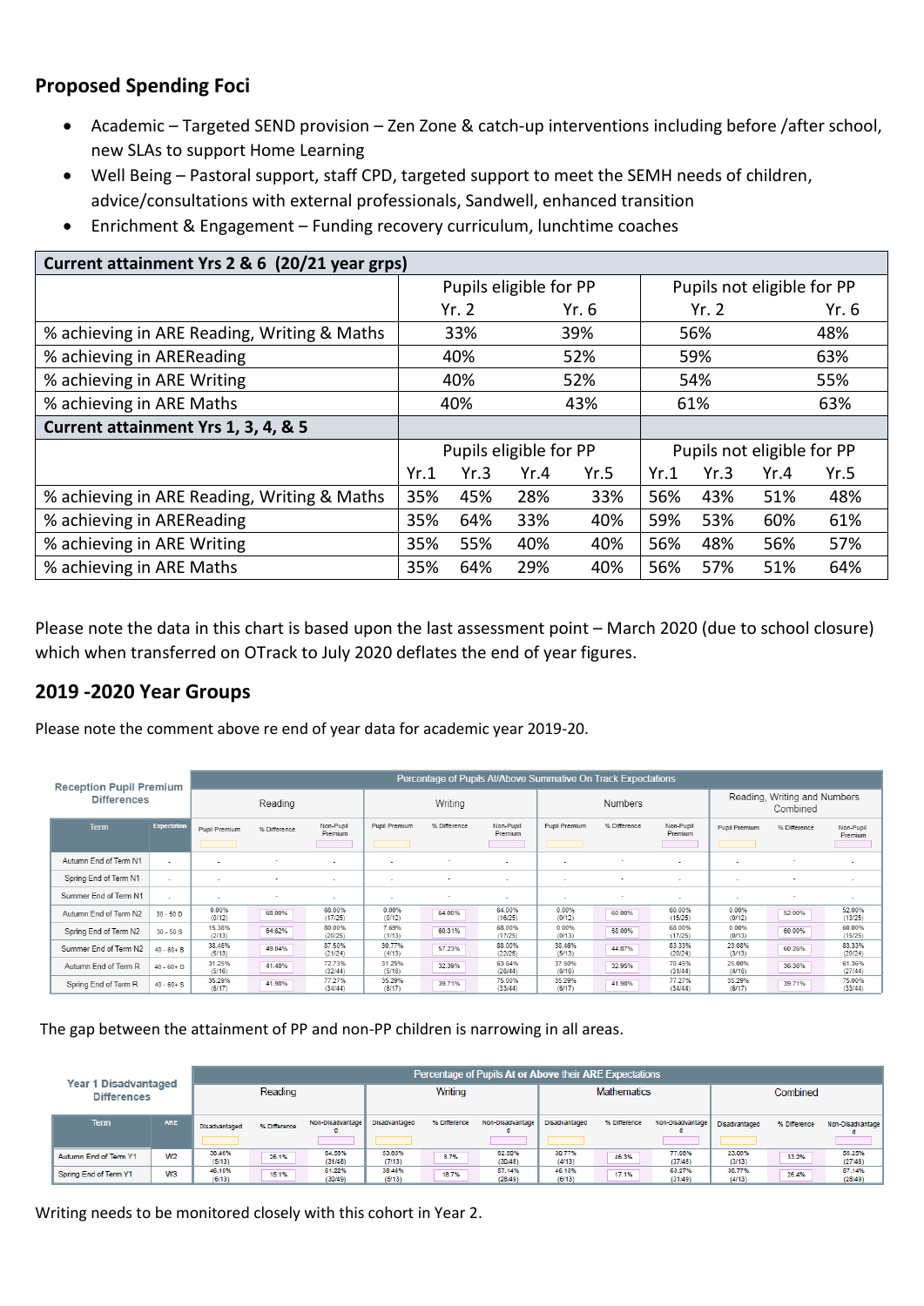## Proposed Spending Foci

- Academic – Targeted SEND provision – Zen Zone & catch-up interventions including before /after school, new SLAs to support Home Learning
- Well Being – Pastoral support, staff CPD, targeted support to meet the SEMH needs of children, advice/consultations with external professionals, Sandwell, enhanced transition
- Enrichment & Engagement – Funding recovery curriculum, lunchtime coaches

| **Current attainment Yrs 2 & 6 (20/21 year grps)** | | | | | | | | |
|---|---|---|---|---|---|---|---|---|
| | Pupils eligible for PP | | | | Pupils not eligible for PP | | | |
| | Yr. 2 | | Yr. 6 | | Yr. 2 | | Yr. 6 | |
| % achieving in ARE Reading, Writing & Maths | 33% | | 39% | | 56% | | 48% | |
| % achieving in AREReading | 40% | | 52% | | 59% | | 63% | |
| % achieving in ARE Writing | 40% | | 52% | | 54% | | 55% | |
| % achieving in ARE Maths | 40% | | 43% | | 61% | | 63% | |
| **Current attainment Yrs 1, 3, 4, & 5** | | | | | | | | |
| | Pupils eligible for PP | | | | Pupils not eligible for PP | | | |
| | Yr.1 | Yr.3 | Yr.4 | Yr.5 | Yr.1 | Yr.3 | Yr.4 | Yr.5 |
| % achieving in ARE Reading, Writing & Maths | 35% | 45% | 28% | 33% | 56% | 43% | 51% | 48% |
| % achieving in AREReading | 35% | 64% | 33% | 40% | 59% | 53% | 60% | 61% |
| % achieving in ARE Writing | 35% | 55% | 40% | 40% | 56% | 48% | 56% | 57% |
| % achieving in ARE Maths | 35% | 64% | 29% | 40% | 56% | 57% | 51% | 64% |

Please note the data in this chart is based upon the last assessment point – March 2020 (due to school closure) which when transferred on OTrack to July 2020 deflates the end of year figures.

## 2019 -2020 Year Groups

Please note the comment above re end of year data for academic year 2019-20.

| Reception Pupil Premium Differences | | Percentage of Pupils At/Above Summative On Track Expectations | | | | | | | | | | | |
|---|---|---|---|---|---|---|---|---|---|---|---|---|---|
| | | Reading | | | Writing | | | Numbers | | | Reading, Writing and Numbers Combined | | |
| Term | Expectation | Pupil Premium | % Difference | Non-Pupil Premium | Pupil Premium | % Difference | Non-Pupil Premium | Pupil Premium | % Difference | Non-Pupil Premium | Pupil Premium | % Difference | Non-Pupil Premium |
| Autumn End of Term N1 | - | - | - | - | - | - | - | - | - | - | - | - | - |
| Spring End of Term N1 | - | - | - | - | - | - | - | - | - | - | - | - | - |
| Summer End of Term N1 | - | - | - | - | - | - | - | - | - | - | - | - | - |
| Autumn End of Term N2 | 30 - 50 D | 0.00% (0/12) | 68.00% | 68.00% (17/25) | 0.00% (0/12) | 64.00% | 64.00% (16/25) | 0.00% (0/12) | 60.00% | 60.00% (15/25) | 0.00% (0/12) | 52.00% | 52.00% (13/25) |
| Spring End of Term N2 | 30 - 50 S | 15.38% (2/13) | 64.62% | 80.00% (20/25) | 7.69% (1/13) | 60.31% | 68.00% (17/25) | 0.00% (0/13) | 68.00% | 68.00% (17/25) | 0.00% (0/13) | 60.00% | 60.00% (15/25) |
| Summer End of Term N2 | 40 - 60+ B | 38.46% (5/13) | 49.04% | 87.50% (21/24) | 30.77% (4/13) | 57.23% | 88.00% (22/25) | 38.46% (5/13) | 44.87% | 83.33% (20/24) | 23.08% (3/13) | 60.26% | 83.33% (20/24) |
| Autumn End of Term R | 40 - 60+ D | 31.25% (5/16) | 41.48% | 72.73% (32/44) | 31.25% (5/16) | 32.39% | 63.64% (28/44) | 37.50% (6/16) | 32.95% | 70.45% (31/44) | 25.00% (4/16) | 36.36% | 61.36% (27/44) |
| Spring End of Term R | 40 - 60+ S | 35.29% (6/17) | 41.98% | 77.27% (34/44) | 35.29% (6/17) | 39.71% | 75.00% (33/44) | 35.29% (6/17) | 41.98% | 77.27% (34/44) | 35.29% (6/17) | 39.71% | 75.00% (33/44) |

The gap between the attainment of PP and non-PP children is narrowing in all areas.

| Year 1 Disadvantaged Differences | | Percentage of Pupils At or Above their ARE Expectations | | | | | | | | | | | |
|---|---|---|---|---|---|---|---|---|---|---|---|---|---|
| | | Reading | | | Writing | | | Mathematics | | | Combined | | |
| Term | ARE | Disadvantaged | % Difference | Non-Disadvantaged | Disadvantaged | % Difference | Non-Disadvantaged | Disadvantaged | % Difference | Non-Disadvantaged | Disadvantaged | % Difference | Non-Disadvantaged |
| Autumn End of Term Y1 | W2 | 38.46% (5/13) | 26.1% | 64.58% (31/48) | 53.85% (7/13) | 8.7% | 62.50% (30/48) | 30.77% (4/13) | 46.3% | 77.08% (37/48) | 23.08% (3/13) | 33.2% | 56.25% (27/48) |
| Spring End of Term Y1 | W3 | 46.15% (6/13) | 15.1% | 61.22% (30/49) | 38.46% (5/13) | 18.7% | 57.14% (28/49) | 46.15% (6/13) | 17.1% | 63.27% (31/49) | 30.77% (4/13) | 26.4% | 57.14% (28/49) |

Writing needs to be monitored closely with this cohort in Year 2.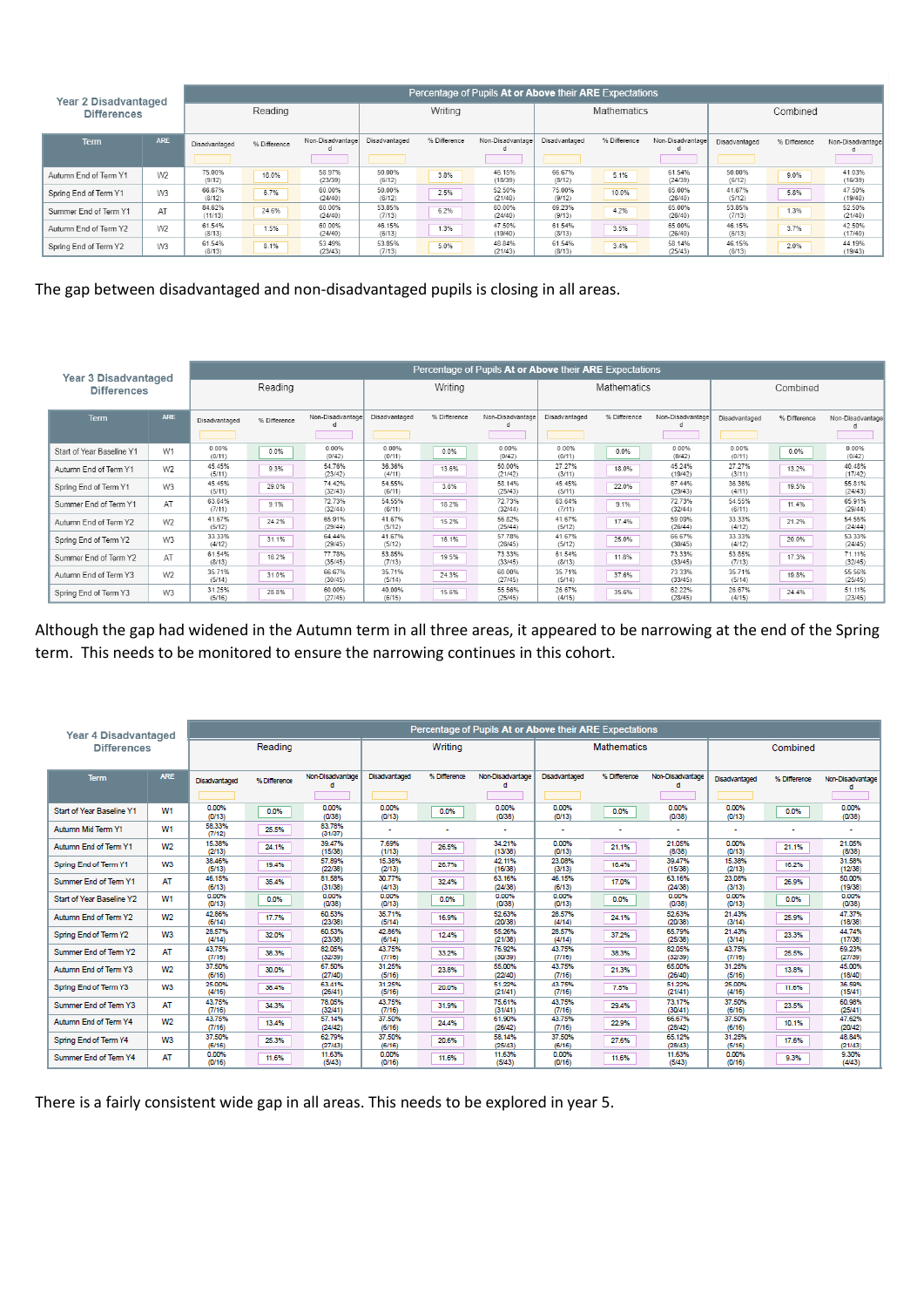**Year 2 Disadvantaged Differences**

| Term | ARE | Reading: Disadvantaged | Reading: % Difference | Reading: Non-Disadvantaged | Writing: Disadvantaged | Writing: % Difference | Writing: Non-Disadvantaged | Mathematics: Disadvantaged | Mathematics: % Difference | Mathematics: Non-Disadvantaged | Combined: Disadvantaged | Combined: % Difference | Combined: Non-Disadvantaged |
|---|---|---|---|---|---|---|---|---|---|---|---|---|---|
| Autumn End of Term Y1 | W2 | 75.00% (9/12) | 16.0% | 58.97% (23/39) | 50.00% (6/12) | 3.8% | 46.15% (18/39) | 66.67% (8/12) | 5.1% | 61.54% (24/39) | 50.00% (6/12) | 9.0% | 41.03% (16/39) |
| Spring End of Term Y1 | W3 | 66.67% (8/12) | 6.7% | 60.00% (24/40) | 50.00% (6/12) | 2.5% | 52.50% (21/40) | 75.00% (9/12) | 10.0% | 65.00% (26/40) | 41.67% (5/12) | 5.8% | 47.50% (19/40) |
| Summer End of Term Y1 | AT | 84.62% (11/13) | 24.6% | 60.00% (24/40) | 53.85% (7/13) | 6.2% | 60.00% (24/40) | 69.23% (9/13) | 4.2% | 65.00% (26/40) | 53.85% (7/13) | 1.3% | 52.50% (21/40) |
| Autumn End of Term Y2 | W2 | 61.54% (8/13) | 1.5% | 60.00% (24/40) | 46.15% (6/13) | 1.3% | 47.50% (19/40) | 61.54% (8/13) | 3.5% | 65.00% (26/40) | 46.15% (6/13) | 3.7% | 42.50% (17/40) |
| Spring End of Term Y2 | W3 | 61.54% (8/13) | 8.1% | 53.49% (23/43) | 53.85% (7/13) | 5.0% | 48.84% (21/43) | 61.54% (8/13) | 3.4% | 58.14% (25/43) | 46.15% (6/13) | 2.0% | 44.19% (19/43) |

The gap between disadvantaged and non-disadvantaged pupils is closing in all areas.

**Year 3 Disadvantaged Differences**

| Term | ARE | Reading: Disadvantaged | Reading: % Difference | Reading: Non-Disadvantaged | Writing: Disadvantaged | Writing: % Difference | Writing: Non-Disadvantaged | Mathematics: Disadvantaged | Mathematics: % Difference | Mathematics: Non-Disadvantaged | Combined: Disadvantaged | Combined: % Difference | Combined: Non-Disadvantaged |
|---|---|---|---|---|---|---|---|---|---|---|---|---|---|
| Start of Year Baseline Y1 | W1 | 0.00% (0/11) | 0.0% | 0.00% (0/42) | 0.00% (0/11) | 0.0% | 0.00% (0/42) | 0.00% (0/11) | 0.0% | 0.00% (0/42) | 0.00% (0/11) | 0.0% | 0.00% (0/42) |
| Autumn End of Term Y1 | W2 | 45.45% (5/11) | 9.3% | 54.76% (23/42) | 36.36% (4/11) | 13.6% | 50.00% (21/42) | 27.27% (3/11) | 18.0% | 45.24% (19/42) | 27.27% (3/11) | 13.2% | 40.48% (17/42) |
| Spring End of Term Y1 | W3 | 45.45% (5/11) | 29.0% | 74.42% (32/43) | 54.55% (6/11) | 3.6% | 58.14% (25/43) | 45.45% (5/11) | 22.0% | 67.44% (29/43) | 36.36% (4/11) | 19.5% | 55.81% (24/43) |
| Summer End of Term Y1 | AT | 63.64% (7/11) | 9.1% | 72.73% (32/44) | 54.55% (6/11) | 18.2% | 72.73% (32/44) | 63.64% (7/11) | 9.1% | 72.73% (32/44) | 54.55% (6/11) | 11.4% | 65.91% (29/44) |
| Autumn End of Term Y2 | W2 | 41.67% (5/12) | 24.2% | 65.91% (29/44) | 41.67% (5/12) | 15.2% | 56.82% (25/44) | 41.67% (5/12) | 17.4% | 59.09% (26/44) | 33.33% (4/12) | 21.2% | 54.55% (24/44) |
| Spring End of Term Y2 | W3 | 33.33% (4/12) | 31.1% | 64.44% (29/45) | 41.67% (5/12) | 16.1% | 57.78% (26/45) | 41.67% (5/12) | 25.0% | 66.67% (30/45) | 33.33% (4/12) | 20.0% | 53.33% (24/45) |
| Summer End of Term Y2 | AT | 61.54% (8/13) | 16.2% | 77.78% (35/45) | 53.85% (7/13) | 19.5% | 73.33% (33/45) | 61.54% (8/13) | 11.8% | 73.33% (33/45) | 53.85% (7/13) | 17.3% | 71.11% (32/45) |
| Autumn End of Term Y3 | W2 | 35.71% (5/14) | 31.0% | 66.67% (30/45) | 35.71% (5/14) | 24.3% | 60.00% (27/45) | 35.71% (5/14) | 37.6% | 73.33% (33/45) | 35.71% (5/14) | 19.8% | 55.56% (25/45) |
| Spring End of Term Y3 | W3 | 31.25% (5/16) | 28.8% | 60.00% (27/45) | 40.00% (6/15) | 15.6% | 55.56% (25/45) | 26.67% (4/15) | 35.6% | 62.22% (28/45) | 26.67% (4/15) | 24.4% | 51.11% (23/45) |

Although the gap had widened in the Autumn term in all three areas, it appeared to be narrowing at the end of the Spring term. This needs to be monitored to ensure the narrowing continues in this cohort.

**Year 4 Disadvantaged Differences**

| Term | ARE | Reading: Disadvantaged | Reading: % Difference | Reading: Non-Disadvantaged | Writing: Disadvantaged | Writing: % Difference | Writing: Non-Disadvantaged | Mathematics: Disadvantaged | Mathematics: % Difference | Mathematics: Non-Disadvantaged | Combined: Disadvantaged | Combined: % Difference | Combined: Non-Disadvantaged |
|---|---|---|---|---|---|---|---|---|---|---|---|---|---|
| Start of Year Baseline Y1 | W1 | 0.00% (0/13) | 0.0% | 0.00% (0/36) | 0.00% (0/13) | 0.0% | 0.00% (0/38) | 0.00% (0/13) | 0.0% | 0.00% (0/36) | 0.00% (0/13) | 0.0% | 0.00% (0/36) |
| Autumn Mid Term Y1 | W1 | 58.33% (7/12) | 25.5% | 83.78% (31/37) | - | - | - | - | - | - | - | - | - |
| Autumn End of Term Y1 | W2 | 15.38% (2/13) | 24.1% | 39.47% (15/38) | 7.69% (1/13) | 26.5% | 34.21% (13/38) | 0.00% (0/13) | 21.1% | 21.05% (8/38) | 0.00% (0/13) | 21.1% | 21.05% (8/38) |
| Spring End of Term Y1 | W3 | 38.46% (5/13) | 19.4% | 57.89% (22/38) | 15.38% (2/13) | 26.7% | 42.11% (16/38) | 23.08% (3/13) | 16.4% | 39.47% (15/38) | 15.38% (2/13) | 16.2% | 31.58% (12/38) |
| Summer End of Term Y1 | AT | 46.15% (6/13) | 35.4% | 81.58% (31/38) | 30.77% (4/13) | 32.4% | 63.16% (24/38) | 46.15% (6/13) | 17.0% | 63.16% (24/38) | 23.08% (3/13) | 26.9% | 50.00% (19/38) |
| Start of Year Baseline Y2 | W1 | 0.00% (0/13) | 0.0% | 0.00% (0/38) | 0.00% (0/13) | 0.0% | 0.00% (0/38) | 0.00% (0/13) | 0.0% | 0.00% (0/38) | 0.00% (0/13) | 0.0% | 0.00% (0/38) |
| Autumn End of Term Y2 | W2 | 42.86% (6/14) | 17.7% | 60.53% (23/38) | 35.71% (5/14) | 16.9% | 52.63% (20/38) | 28.57% (4/14) | 24.1% | 52.63% (20/38) | 21.43% (3/14) | 25.9% | 47.37% (18/38) |
| Spring End of Term Y2 | W3 | 28.57% (4/14) | 32.0% | 60.53% (23/38) | 42.86% (6/14) | 12.4% | 55.26% (21/38) | 28.57% (4/14) | 37.2% | 65.79% (25/38) | 21.43% (3/14) | 23.3% | 44.74% (17/38) |
| Summer End of Term Y2 | AT | 43.75% (7/16) | 38.3% | 82.05% (32/39) | 43.75% (7/16) | 33.2% | 76.92% (30/39) | 43.75% (7/16) | 38.3% | 82.05% (32/39) | 43.75% (7/16) | 25.5% | 69.23% (27/39) |
| Autumn End of Term Y3 | W2 | 37.50% (6/16) | 30.0% | 67.50% (27/40) | 31.25% (5/16) | 23.8% | 55.00% (22/40) | 43.75% (7/16) | 21.3% | 65.00% (26/40) | 31.25% (5/16) | 13.8% | 45.00% (18/40) |
| Spring End of Term Y3 | W3 | 25.00% (4/16) | 38.4% | 63.41% (26/41) | 31.25% (5/16) | 20.0% | 51.22% (21/41) | 43.75% (7/16) | 7.5% | 51.22% (21/41) | 25.00% (4/16) | 11.6% | 36.59% (15/41) |
| Summer End of Term Y3 | AT | 43.75% (7/16) | 34.3% | 78.05% (32/41) | 43.75% (7/16) | 31.9% | 75.61% (31/41) | 43.75% (7/16) | 29.4% | 73.17% (30/41) | 37.50% (6/16) | 23.5% | 60.98% (25/41) |
| Autumn End of Term Y4 | W2 | 43.75% (7/16) | 13.4% | 57.14% (24/42) | 37.50% (6/16) | 24.4% | 61.90% (26/42) | 43.75% (7/16) | 22.9% | 66.67% (28/42) | 37.50% (6/16) | 10.1% | 47.62% (20/42) |
| Spring End of Term Y4 | W3 | 37.50% (6/16) | 25.3% | 62.79% (27/43) | 37.50% (6/16) | 20.6% | 58.14% (25/43) | 37.50% (6/16) | 27.6% | 65.12% (28/43) | 31.25% (5/16) | 17.6% | 48.84% (21/43) |
| Summer End of Term Y4 | AT | 0.00% (0/16) | 11.6% | 11.63% (5/43) | 0.00% (0/16) | 11.6% | 11.63% (5/43) | 0.00% (0/16) | 11.6% | 11.63% (5/43) | 0.00% (0/16) | 9.3% | 9.30% (4/43) |

There is a fairly consistent wide gap in all areas. This needs to be explored in year 5.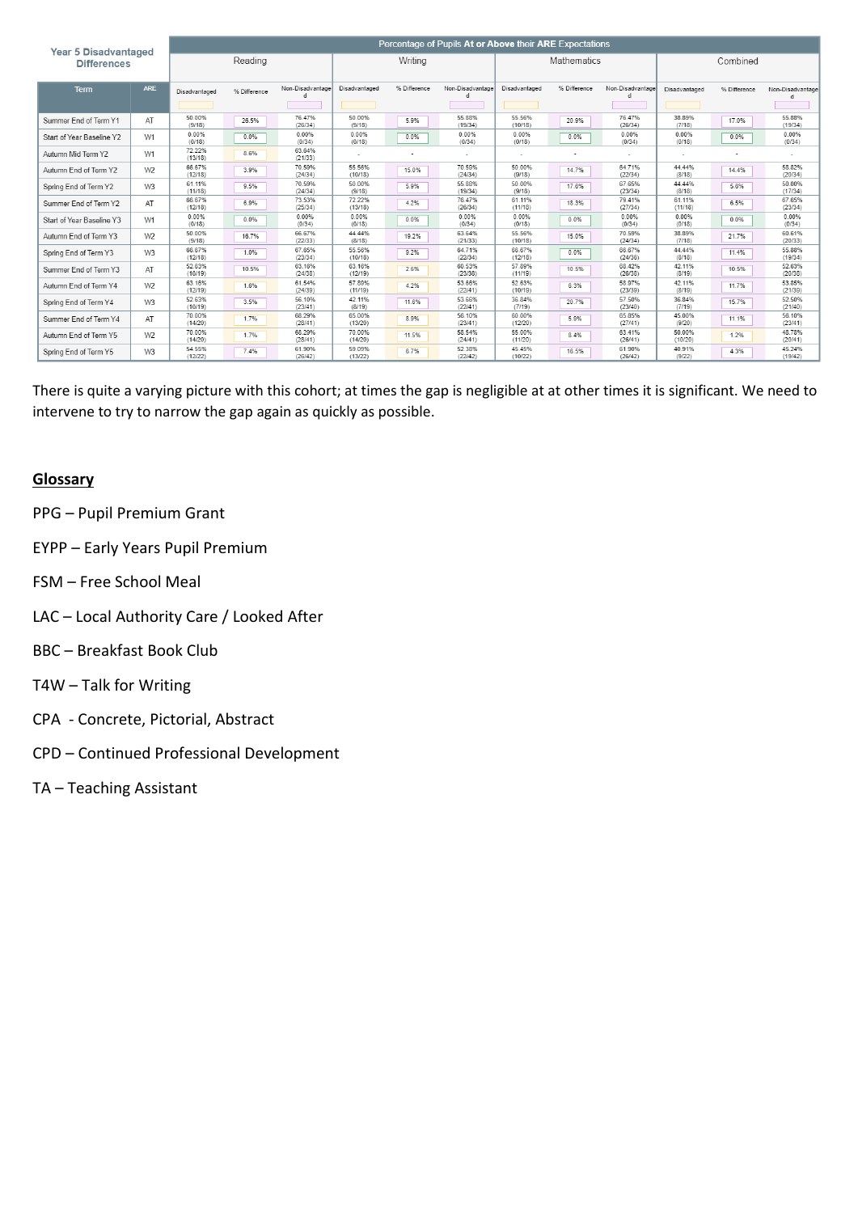| Year 5 Disadvantaged Differences | | Percentage of Pupils At or Above their ARE Expectations | | | | | | | | | | | |
|---|---|---|---|---|---|---|---|---|---|---|---|---|---|
| | | Reading | | | Writing | | | Mathematics | | | Combined | | |
| Term | ARE | Disadvantaged | % Difference | Non-Disadvantaged | Disadvantaged | % Difference | Non-Disadvantaged | Disadvantaged | % Difference | Non-Disadvantaged | Disadvantaged | % Difference | Non-Disadvantaged |
| Summer End of Term Y1 | AT | 50.00% (9/18) | 26.5% | 76.47% (26/34) | 50.00% (9/18) | 5.9% | 55.88% (19/34) | 55.56% (10/18) | 20.9% | 76.47% (26/34) | 38.89% (7/18) | 17.0% | 55.88% (19/34) |
| Start of Year Baseline Y2 | W1 | 0.00% (0/18) | 0.0% | 0.00% (0/34) | 0.00% (0/18) | 0.0% | 0.00% (0/34) | 0.00% (0/18) | 0.0% | 0.00% (0/34) | 0.00% (0/18) | 0.0% | 0.00% (0/34) |
| Autumn Mid Term Y2 | W1 | 72.22% (13/18) | 8.6% | 63.64% (21/33) | - | - | - | - | - | - | - | - | - |
| Autumn End of Term Y2 | W2 | 66.67% (12/18) | 3.9% | 70.59% (24/34) | 55.56% (10/18) | 15.0% | 70.59% (24/34) | 50.00% (9/18) | 14.7% | 64.71% (22/34) | 44.44% (8/18) | 14.4% | 58.82% (20/34) |
| Spring End of Term Y2 | W3 | 61.11% (11/18) | 9.5% | 70.59% (24/34) | 50.00% (9/18) | 5.9% | 55.88% (19/34) | 50.00% (9/18) | 17.6% | 67.65% (23/34) | 44.44% (8/18) | 5.6% | 50.00% (17/34) |
| Summer End of Term Y2 | AT | 66.67% (12/18) | 6.9% | 73.53% (25/34) | 72.22% (13/18) | 4.2% | 76.47% (26/34) | 61.11% (11/18) | 18.3% | 79.41% (27/34) | 61.11% (11/18) | 6.5% | 67.65% (23/34) |
| Start of Year Baseline Y3 | W1 | 0.00% (0/18) | 0.0% | 0.00% (0/34) | 0.00% (0/18) | 0.0% | 0.00% (0/34) | 0.00% (0/18) | 0.0% | 0.00% (0/34) | 0.00% (0/18) | 0.0% | 0.00% (0/34) |
| Autumn End of Term Y3 | W2 | 50.00% (9/18) | 16.7% | 66.67% (22/33) | 44.44% (8/18) | 19.2% | 63.64% (21/33) | 55.56% (10/18) | 15.0% | 70.59% (24/34) | 38.89% (7/18) | 21.7% | 60.61% (20/33) |
| Spring End of Term Y3 | W3 | 66.67% (12/18) | 1.0% | 67.65% (23/34) | 55.56% (10/18) | 9.2% | 64.71% (22/34) | 66.67% (12/18) | 0.0% | 66.67% (24/36) | 44.44% (8/18) | 11.4% | 55.88% (19/34) |
| Summer End of Term Y3 | AT | 52.63% (10/19) | 10.5% | 63.16% (24/38) | 63.16% (12/19) | 2.6% | 60.53% (23/38) | 57.89% (11/19) | 10.5% | 68.42% (26/38) | 42.11% (8/19) | 10.5% | 52.63% (20/38) |
| Autumn End of Term Y4 | W2 | 63.16% (12/19) | 1.6% | 61.54% (24/39) | 57.89% (11/19) | 4.2% | 53.66% (22/41) | 52.63% (10/19) | 6.3% | 58.97% (23/39) | 42.11% (8/19) | 11.7% | 53.85% (21/39) |
| Spring End of Term Y4 | W3 | 52.63% (10/19) | 3.5% | 56.10% (23/41) | 42.11% (8/19) | 11.6% | 53.66% (22/41) | 36.84% (7/19) | 20.7% | 57.50% (23/40) | 36.84% (7/19) | 15.7% | 52.50% (21/40) |
| Summer End of Term Y4 | AT | 70.00% (14/20) | 1.7% | 68.29% (28/41) | 65.00% (13/20) | 8.9% | 56.10% (23/41) | 60.00% (12/20) | 5.9% | 65.85% (27/41) | 45.00% (9/20) | 11.1% | 56.10% (23/41) |
| Autumn End of Term Y5 | W2 | 70.00% (14/20) | 1.7% | 68.29% (28/41) | 70.00% (14/20) | 11.5% | 58.54% (24/41) | 55.00% (11/20) | 8.4% | 63.41% (26/41) | 50.00% (10/20) | 1.2% | 48.78% (20/41) |
| Spring End of Term Y5 | W3 | 54.55% (12/22) | 7.4% | 61.90% (26/42) | 59.09% (13/22) | 6.7% | 52.38% (22/42) | 45.45% (10/22) | 16.5% | 61.90% (26/42) | 40.91% (9/22) | 4.3% | 45.24% (19/42) |

There is quite a varying picture with this cohort; at times the gap is negligible at at other times it is significant. We need to intervene to try to narrow the gap again as quickly as possible.

## Glossary

PPG – Pupil Premium Grant

EYPP – Early Years Pupil Premium

FSM – Free School Meal

LAC – Local Authority Care / Looked After

BBC – Breakfast Book Club

T4W – Talk for Writing

CPA - Concrete, Pictorial, Abstract

CPD – Continued Professional Development

TA – Teaching Assistant